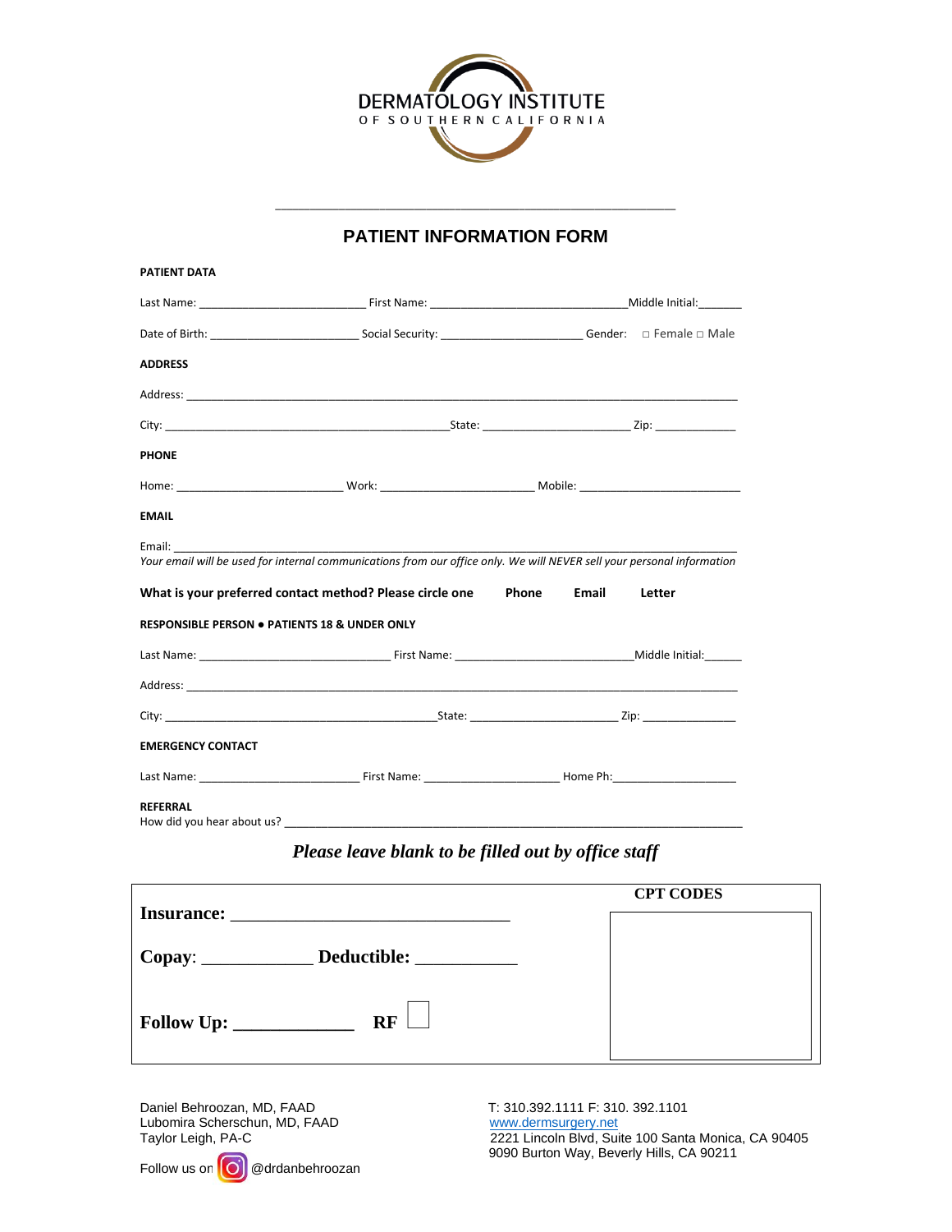DERMATOLOGY INSTITUTE
OF SOUTHERN CALIFORNIA

_______________________________________________

# PATIENT INFORMATION FORM

**PATIENT DATA**

Last Name: __________________________ First Name: ______________________________Middle Initial:_______

Date of Birth: _______________________ Social Security: ______________________ Gender: □ Female □ Male

**ADDRESS**

Address: ________________________________________________________________________________________

City: _____________________________________________State: _______________________ Zip: _____________

**PHONE**

Home: __________________________ Work: ________________________ Mobile: _________________________

**EMAIL**

Email: __________________________________________________________________________________________

*Your email will be used for internal communications from our office only. We will NEVER sell your personal information*

**What is your preferred contact method? Please circle one Phone Email Letter**

**RESPONSIBLE PERSON • PATIENTS 18 & UNDER ONLY**

Last Name: ______________________________ First Name: ___________________________Middle Initial:______

Address: ________________________________________________________________________________________

City: ___________________________________________State: _______________________ Zip: _______________

**EMERGENCY CONTACT**

Last Name: _________________________ First Name: _____________________ Home Ph:___________________

**REFERRAL**

How did you hear about us? _____________________________________________________________________

***Please leave blank to be filled out by office staff***

**Insurance:** ________________________________

**Copay**: ____________ **Deductible:** ___________

**Follow Up:** _____________ **RF** □

**CPT CODES**

Daniel Behroozan, MD, FAAD
Lubomira Scherschun, MD, FAAD
Taylor Leigh, PA-C

Follow us on @drdanbehroozan

T: 310.392.1111 F: 310. 392.1101
www.dermsurgery.net
2221 Lincoln Blvd, Suite 100 Santa Monica, CA 90405
9090 Burton Way, Beverly Hills, CA 90211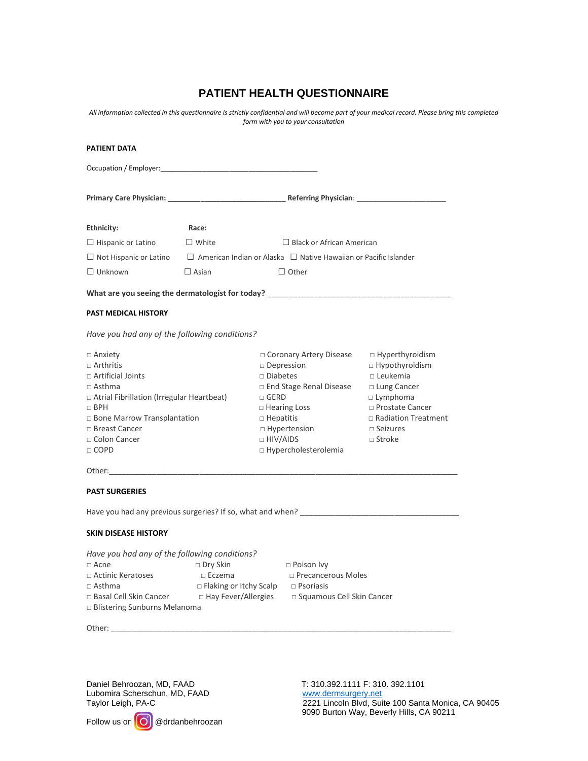# PATIENT HEALTH QUESTIONNAIRE

*All information collected in this questionnaire is strictly confidential and will become part of your medical record. Please bring this completed form with you to your consultation*

**PATIENT DATA**

Occupation / Employer:_________________________________________

**Primary Care Physician: ______________________________ Referring Physician**: ______________________

**Ethnicity:**

☐ Hispanic or Latino

☐ Not Hispanic or Latino

☐ Unknown

**Race:**

☐ White ☐ Black or African American

☐ American Indian or Alaska ☐ Native Hawaiian or Pacific Islander

☐ Asian ☐ Other

**What are you seeing the dermatologist for today?** _______________________________________________

**PAST MEDICAL HISTORY**

*Have you had any of the following conditions?*

□ Anxiety
□ Arthritis
□ Artificial Joints
□ Asthma
□ Atrial Fibrillation (Irregular Heartbeat)
□ BPH
□ Bone Marrow Transplantation
□ Breast Cancer
□ Colon Cancer
□ COPD
□ Coronary Artery Disease
□ Depression
□ Diabetes
□ End Stage Renal Disease
□ GERD
□ Hearing Loss
□ Hepatitis
□ Hypertension
□ HIV/AIDS
□ Hypercholesterolemia
□ Hyperthyroidism
□ Hypothyroidism
□ Leukemia
□ Lung Cancer
□ Lymphoma
□ Prostate Cancer
□ Radiation Treatment
□ Seizures
□ Stroke

Other:_________________________________________________________________________________________

**PAST SURGERIES**

Have you had any previous surgeries? If so, what and when? _______________________________________

**SKIN DISEASE HISTORY**

*Have you had any of the following conditions?*

□ Acne
□ Actinic Keratoses
□ Asthma
□ Basal Cell Skin Cancer
□ Blistering Sunburns Melanoma
□ Dry Skin
□ Eczema
□ Flaking or Itchy Scalp
□ Hay Fever/Allergies
□ Poison Ivy
□ Precancerous Moles
□ Psoriasis
□ Squamous Cell Skin Cancer

Other: ______________________________________________________________________________________

Daniel Behroozan, MD, FAAD
Lubomira Scherschun, MD, FAAD
Taylor Leigh, PA-C

Follow us on @drdanbehroozan

T: 310.392.1111 F: 310. 392.1101
www.dermsurgery.net
2221 Lincoln Blvd, Suite 100 Santa Monica, CA 90405
9090 Burton Way, Beverly Hills, CA 90211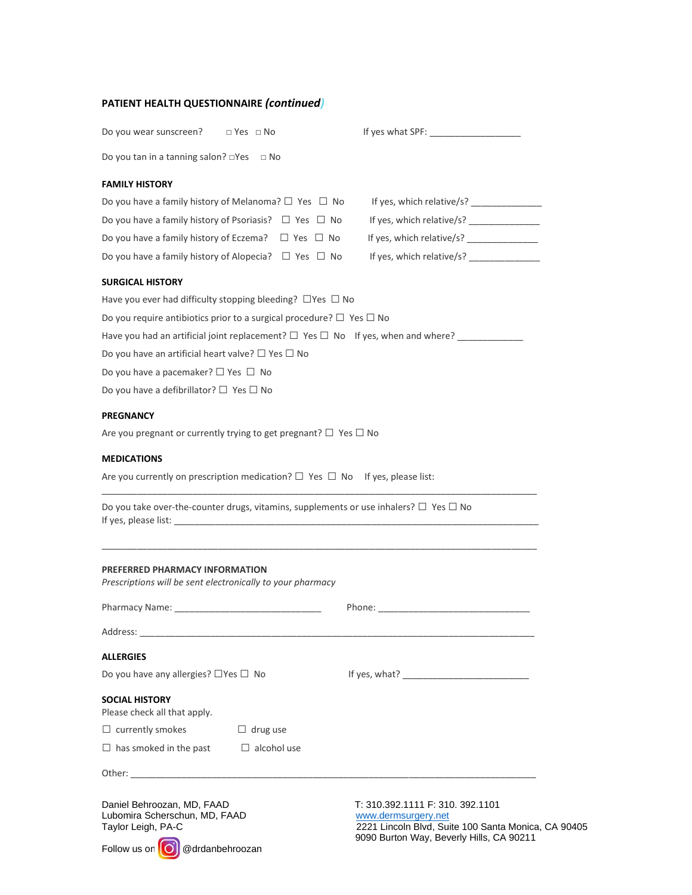**PATIENT HEALTH QUESTIONNAIRE *(continued)***

Do you wear sunscreen? □ Yes □ No If yes what SPF: __________________

Do you tan in a tanning salon? □Yes □ No

**FAMILY HISTORY**

Do you have a family history of Melanoma? ☐ Yes ☐ No If yes, which relative/s? ______________

Do you have a family history of Psoriasis? ☐ Yes ☐ No If yes, which relative/s? ______________

Do you have a family history of Eczema? ☐ Yes ☐ No If yes, which relative/s? ______________

Do you have a family history of Alopecia? ☐ Yes ☐ No If yes, which relative/s? ______________

**SURGICAL HISTORY**

Have you ever had difficulty stopping bleeding? ☐Yes ☐ No

Do you require antibiotics prior to a surgical procedure? ☐ Yes ☐ No

Have you had an artificial joint replacement? ☐ Yes ☐ No If yes, when and where? _____________

Do you have an artificial heart valve? ☐ Yes ☐ No

Do you have a pacemaker? ☐ Yes ☐ No

Do you have a defibrillator? ☐ Yes ☐ No

**PREGNANCY**

Are you pregnant or currently trying to get pregnant? ☐ Yes ☐ No

**MEDICATIONS**

Are you currently on prescription medication? ☐ Yes ☐ No If yes, please list:

_____________________________________________________________________________________

Do you take over-the-counter drugs, vitamins, supplements or use inhalers? ☐ Yes ☐ No
If yes, please list: __________________________________________________________________________

_____________________________________________________________________________________

**PREFERRED PHARMACY INFORMATION**
*Prescriptions will be sent electronically to your pharmacy*

Pharmacy Name: _____________________________ Phone: ______________________________

Address: ______________________________________________________________________________

**ALLERGIES**

Do you have any allergies? ☐Yes ☐ No If yes, what? _________________________

**SOCIAL HISTORY**
Please check all that apply.

☐ currently smokes ☐ drug use

☐ has smoked in the past ☐ alcohol use

Other: _________________________________________________________________________________

Daniel Behroozan, MD, FAAD
Lubomira Scherschun, MD, FAAD
Taylor Leigh, PA-C

Follow us on @drdanbehroozan

T: 310.392.1111 F: 310. 392.1101
www.dermsurgery.net
2221 Lincoln Blvd, Suite 100 Santa Monica, CA 90405
9090 Burton Way, Beverly Hills, CA 90211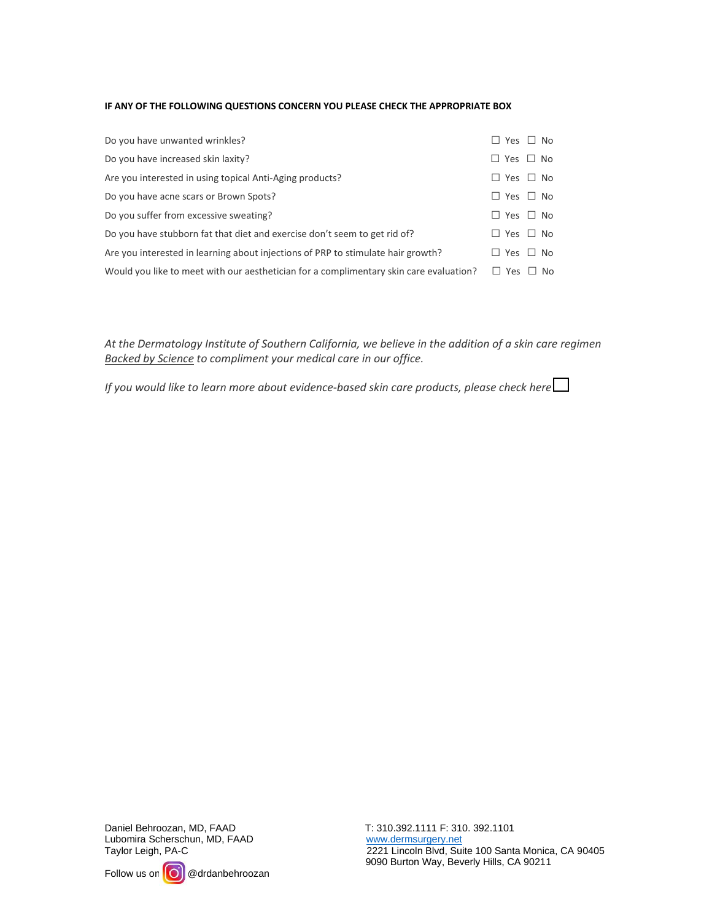**IF ANY OF THE FOLLOWING QUESTIONS CONCERN YOU PLEASE CHECK THE APPROPRIATE BOX**

| | |
|---|---|
| Do you have unwanted wrinkles? | ☐ Yes ☐ No |
| Do you have increased skin laxity? | ☐ Yes ☐ No |
| Are you interested in using topical Anti-Aging products? | ☐ Yes ☐ No |
| Do you have acne scars or Brown Spots? | ☐ Yes ☐ No |
| Do you suffer from excessive sweating? | ☐ Yes ☐ No |
| Do you have stubborn fat that diet and exercise don't seem to get rid of? | ☐ Yes ☐ No |
| Are you interested in learning about injections of PRP to stimulate hair growth? | ☐ Yes ☐ No |
| Would you like to meet with our aesthetician for a complimentary skin care evaluation? | ☐ Yes ☐ No |

*At the Dermatology Institute of Southern California, we believe in the addition of a skin care regimen Backed by Science to compliment your medical care in our office.*

*If you would like to learn more about evidence-based skin care products, please check here* ☐

Daniel Behroozan, MD, FAAD
Lubomira Scherschun, MD, FAAD
Taylor Leigh, PA-C

Follow us on @drdanbehroozan

T: 310.392.1111 F: 310. 392.1101
www.dermsurgery.net
2221 Lincoln Blvd, Suite 100 Santa Monica, CA 90405
9090 Burton Way, Beverly Hills, CA 90211